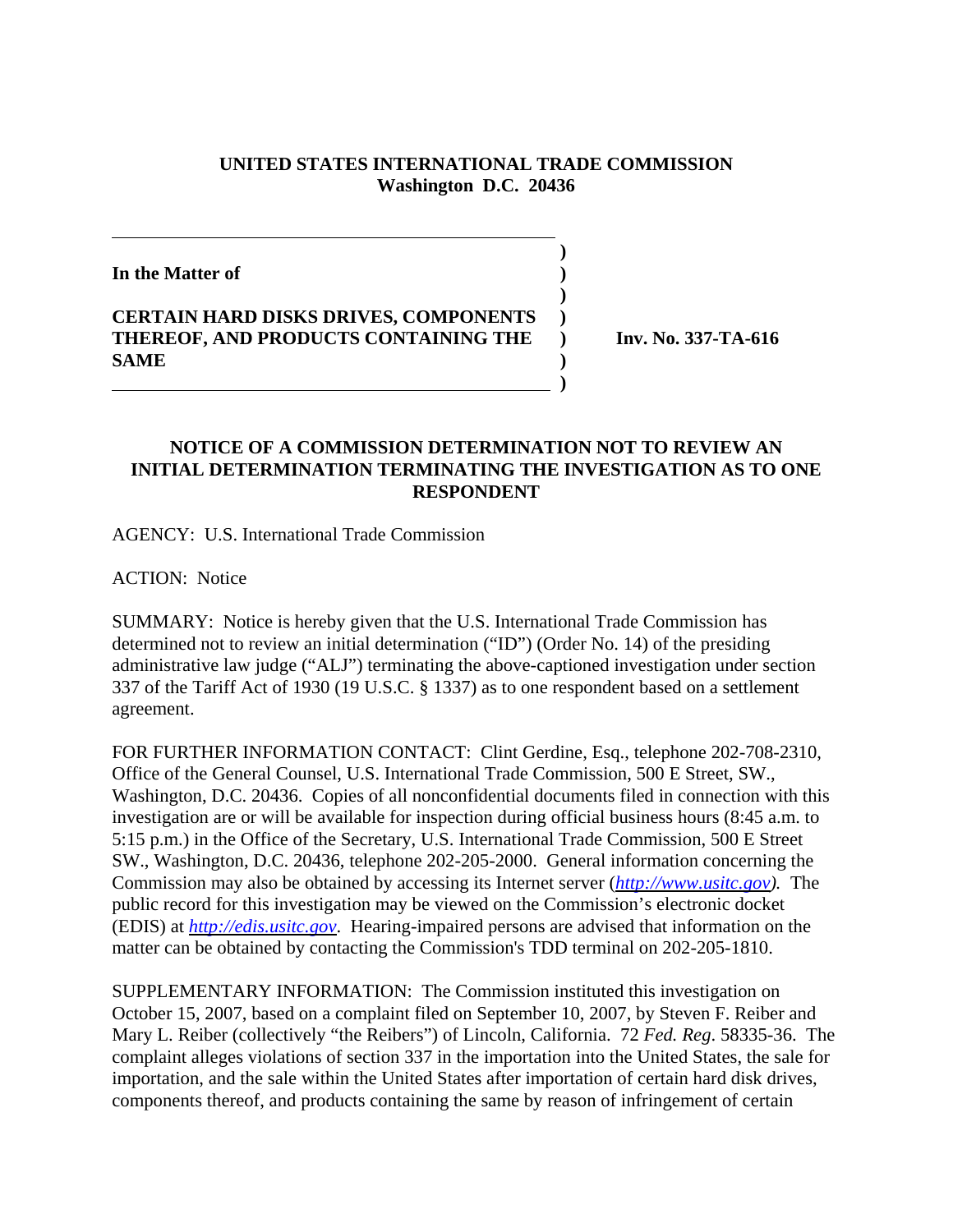**UNITED STATES INTERNATIONAL TRADE COMMISSION**
**Washington D.C. 20436**

| | | |
|---|---|---|
| **In the Matter of** | ) | |
| | ) | |
| **CERTAIN HARD DISKS DRIVES, COMPONENTS THEREOF, AND PRODUCTS CONTAINING THE SAME** | ) | **Inv. No. 337-TA-616** |
| | ) | |

## NOTICE OF A COMMISSION DETERMINATION NOT TO REVIEW AN INITIAL DETERMINATION TERMINATING THE INVESTIGATION AS TO ONE RESPONDENT

AGENCY: U.S. International Trade Commission

ACTION: Notice

SUMMARY: Notice is hereby given that the U.S. International Trade Commission has determined not to review an initial determination ("ID") (Order No. 14) of the presiding administrative law judge ("ALJ") terminating the above-captioned investigation under section 337 of the Tariff Act of 1930 (19 U.S.C. § 1337) as to one respondent based on a settlement agreement.

FOR FURTHER INFORMATION CONTACT: Clint Gerdine, Esq., telephone 202-708-2310, Office of the General Counsel, U.S. International Trade Commission, 500 E Street, SW., Washington, D.C. 20436. Copies of all nonconfidential documents filed in connection with this investigation are or will be available for inspection during official business hours (8:45 a.m. to 5:15 p.m.) in the Office of the Secretary, U.S. International Trade Commission, 500 E Street SW., Washington, D.C. 20436, telephone 202-205-2000. General information concerning the Commission may also be obtained by accessing its Internet server (*http://www.usitc.gov*). The public record for this investigation may be viewed on the Commission's electronic docket (EDIS) at *http://edis.usitc.gov*. Hearing-impaired persons are advised that information on the matter can be obtained by contacting the Commission's TDD terminal on 202-205-1810.

SUPPLEMENTARY INFORMATION: The Commission instituted this investigation on October 15, 2007, based on a complaint filed on September 10, 2007, by Steven F. Reiber and Mary L. Reiber (collectively "the Reibers") of Lincoln, California. 72 *Fed. Reg*. 58335-36. The complaint alleges violations of section 337 in the importation into the United States, the sale for importation, and the sale within the United States after importation of certain hard disk drives, components thereof, and products containing the same by reason of infringement of certain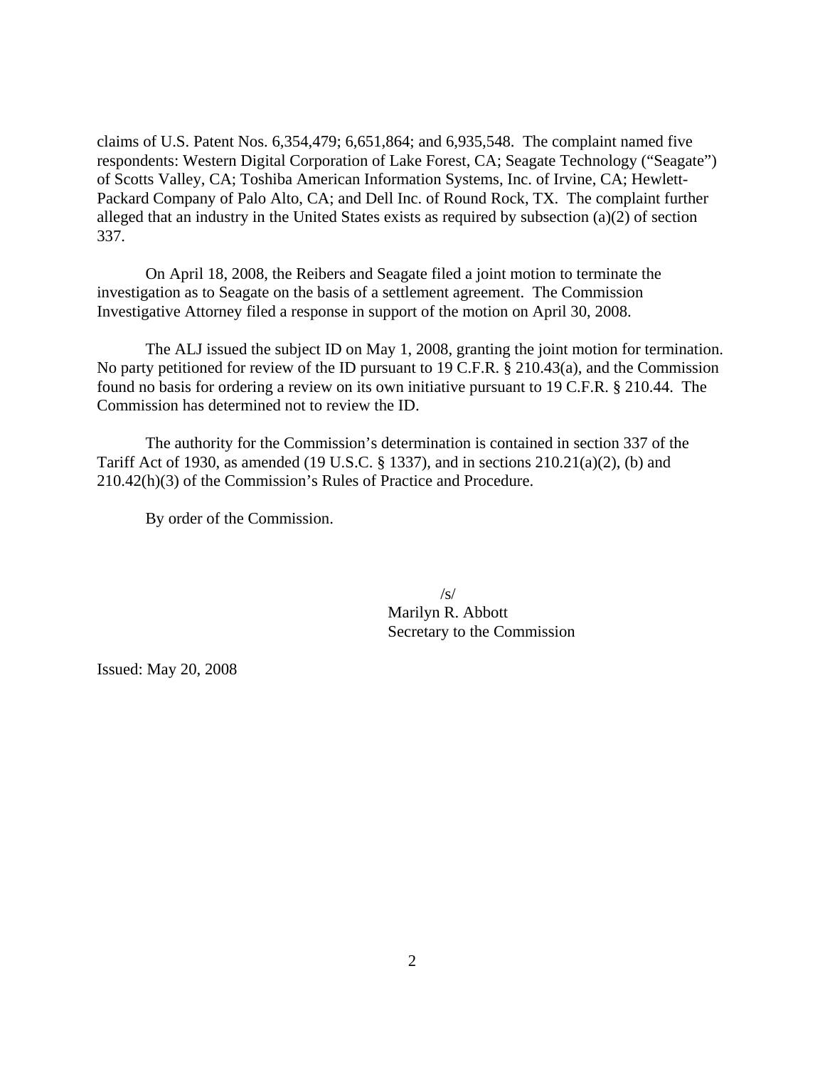claims of U.S. Patent Nos. 6,354,479; 6,651,864; and 6,935,548. The complaint named five respondents: Western Digital Corporation of Lake Forest, CA; Seagate Technology ("Seagate") of Scotts Valley, CA; Toshiba American Information Systems, Inc. of Irvine, CA; Hewlett-Packard Company of Palo Alto, CA; and Dell Inc. of Round Rock, TX. The complaint further alleged that an industry in the United States exists as required by subsection (a)(2) of section 337.

On April 18, 2008, the Reibers and Seagate filed a joint motion to terminate the investigation as to Seagate on the basis of a settlement agreement. The Commission Investigative Attorney filed a response in support of the motion on April 30, 2008.

The ALJ issued the subject ID on May 1, 2008, granting the joint motion for termination. No party petitioned for review of the ID pursuant to 19 C.F.R. § 210.43(a), and the Commission found no basis for ordering a review on its own initiative pursuant to 19 C.F.R. § 210.44. The Commission has determined not to review the ID.

The authority for the Commission's determination is contained in section 337 of the Tariff Act of 1930, as amended (19 U.S.C. § 1337), and in sections 210.21(a)(2), (b) and 210.42(h)(3) of the Commission's Rules of Practice and Procedure.

By order of the Commission.

/s/
Marilyn R. Abbott
Secretary to the Commission

Issued: May 20, 2008